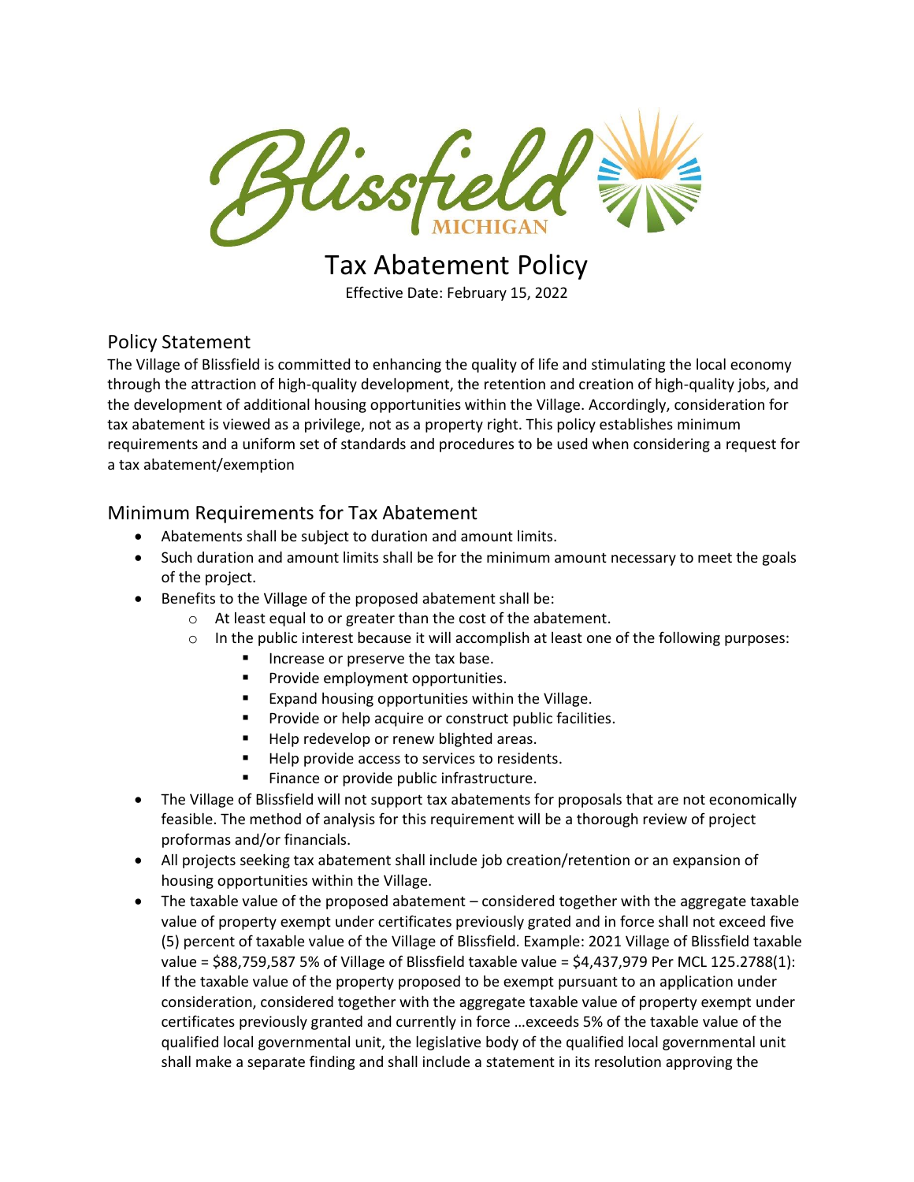# Tax Abatement Policy

Effective Date: February 15, 2022

## Policy Statement

The Village of Blissfield is committed to enhancing the quality of life and stimulating the local economy through the attraction of high-quality development, the retention and creation of high-quality jobs, and the development of additional housing opportunities within the Village. Accordingly, consideration for tax abatement is viewed as a privilege, not as a property right. This policy establishes minimum requirements and a uniform set of standards and procedures to be used when considering a request for a tax abatement/exemption

## Minimum Requirements for Tax Abatement

- Abatements shall be subject to duration and amount limits.
- Such duration and amount limits shall be for the minimum amount necessary to meet the goals of the project.
- Benefits to the Village of the proposed abatement shall be:
  - At least equal to or greater than the cost of the abatement.
  - In the public interest because it will accomplish at least one of the following purposes:
    - Increase or preserve the tax base.
    - Provide employment opportunities.
    - Expand housing opportunities within the Village.
    - Provide or help acquire or construct public facilities.
    - Help redevelop or renew blighted areas.
    - Help provide access to services to residents.
    - Finance or provide public infrastructure.
- The Village of Blissfield will not support tax abatements for proposals that are not economically feasible. The method of analysis for this requirement will be a thorough review of project proformas and/or financials.
- All projects seeking tax abatement shall include job creation/retention or an expansion of housing opportunities within the Village.
- The taxable value of the proposed abatement – considered together with the aggregate taxable value of property exempt under certificates previously grated and in force shall not exceed five (5) percent of taxable value of the Village of Blissfield. Example: 2021 Village of Blissfield taxable value = $88,759,587 5% of Village of Blissfield taxable value = $4,437,979 Per MCL 125.2788(1): If the taxable value of the property proposed to be exempt pursuant to an application under consideration, considered together with the aggregate taxable value of property exempt under certificates previously granted and currently in force …exceeds 5% of the taxable value of the qualified local governmental unit, the legislative body of the qualified local governmental unit shall make a separate finding and shall include a statement in its resolution approving the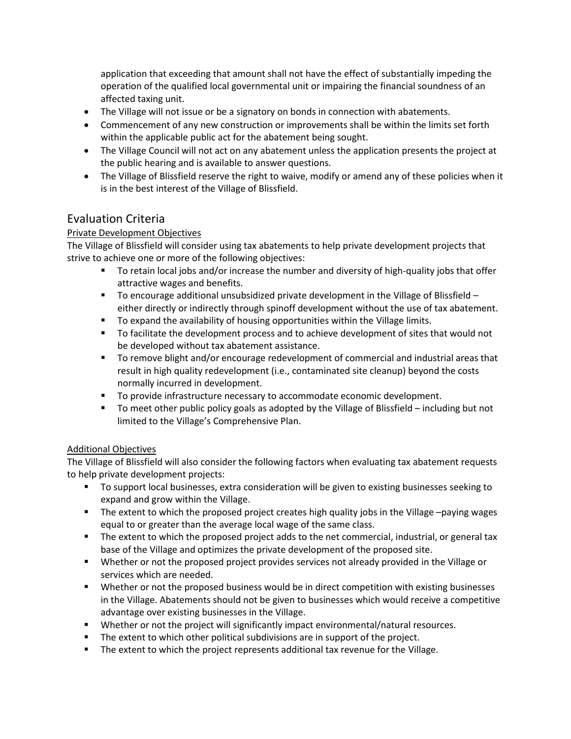application that exceeding that amount shall not have the effect of substantially impeding the operation of the qualified local governmental unit or impairing the financial soundness of an affected taxing unit.

- The Village will not issue or be a signatory on bonds in connection with abatements.
- Commencement of any new construction or improvements shall be within the limits set forth within the applicable public act for the abatement being sought.
- The Village Council will not act on any abatement unless the application presents the project at the public hearing and is available to answer questions.
- The Village of Blissfield reserve the right to waive, modify or amend any of these policies when it is in the best interest of the Village of Blissfield.

## Evaluation Criteria

### Private Development Objectives

The Village of Blissfield will consider using tax abatements to help private development projects that strive to achieve one or more of the following objectives:

- To retain local jobs and/or increase the number and diversity of high-quality jobs that offer attractive wages and benefits.
- To encourage additional unsubsidized private development in the Village of Blissfield – either directly or indirectly through spinoff development without the use of tax abatement.
- To expand the availability of housing opportunities within the Village limits.
- To facilitate the development process and to achieve development of sites that would not be developed without tax abatement assistance.
- To remove blight and/or encourage redevelopment of commercial and industrial areas that result in high quality redevelopment (i.e., contaminated site cleanup) beyond the costs normally incurred in development.
- To provide infrastructure necessary to accommodate economic development.
- To meet other public policy goals as adopted by the Village of Blissfield – including but not limited to the Village's Comprehensive Plan.

### Additional Objectives

The Village of Blissfield will also consider the following factors when evaluating tax abatement requests to help private development projects:

- To support local businesses, extra consideration will be given to existing businesses seeking to expand and grow within the Village.
- The extent to which the proposed project creates high quality jobs in the Village –paying wages equal to or greater than the average local wage of the same class.
- The extent to which the proposed project adds to the net commercial, industrial, or general tax base of the Village and optimizes the private development of the proposed site.
- Whether or not the proposed project provides services not already provided in the Village or services which are needed.
- Whether or not the proposed business would be in direct competition with existing businesses in the Village. Abatements should not be given to businesses which would receive a competitive advantage over existing businesses in the Village.
- Whether or not the project will significantly impact environmental/natural resources.
- The extent to which other political subdivisions are in support of the project.
- The extent to which the project represents additional tax revenue for the Village.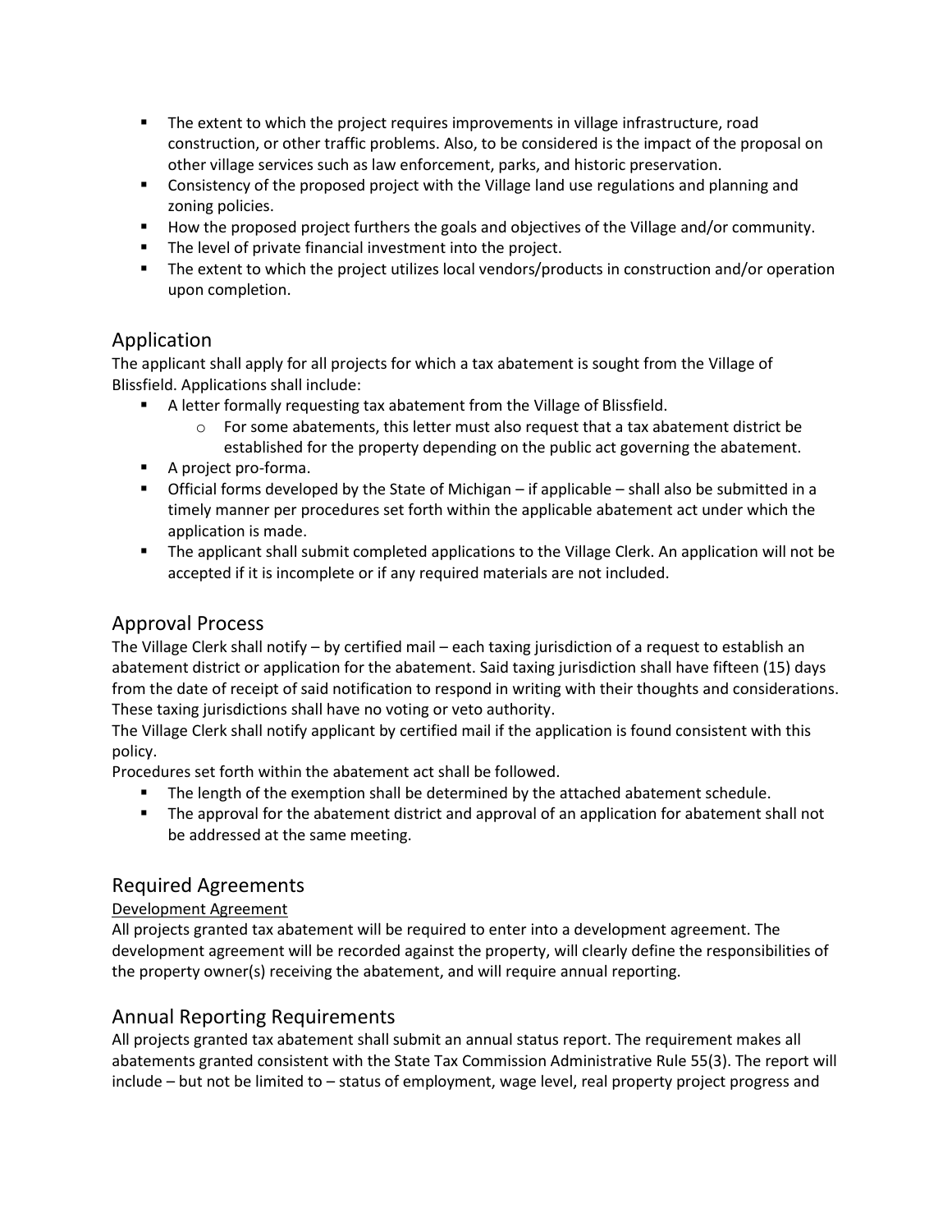- The extent to which the project requires improvements in village infrastructure, road construction, or other traffic problems. Also, to be considered is the impact of the proposal on other village services such as law enforcement, parks, and historic preservation.
- Consistency of the proposed project with the Village land use regulations and planning and zoning policies.
- How the proposed project furthers the goals and objectives of the Village and/or community.
- The level of private financial investment into the project.
- The extent to which the project utilizes local vendors/products in construction and/or operation upon completion.

## Application

The applicant shall apply for all projects for which a tax abatement is sought from the Village of Blissfield. Applications shall include:

- A letter formally requesting tax abatement from the Village of Blissfield.
    - For some abatements, this letter must also request that a tax abatement district be established for the property depending on the public act governing the abatement.
- A project pro-forma.
- Official forms developed by the State of Michigan – if applicable – shall also be submitted in a timely manner per procedures set forth within the applicable abatement act under which the application is made.
- The applicant shall submit completed applications to the Village Clerk. An application will not be accepted if it is incomplete or if any required materials are not included.

## Approval Process

The Village Clerk shall notify – by certified mail – each taxing jurisdiction of a request to establish an abatement district or application for the abatement. Said taxing jurisdiction shall have fifteen (15) days from the date of receipt of said notification to respond in writing with their thoughts and considerations. These taxing jurisdictions shall have no voting or veto authority.

The Village Clerk shall notify applicant by certified mail if the application is found consistent with this policy.

Procedures set forth within the abatement act shall be followed.

- The length of the exemption shall be determined by the attached abatement schedule.
- The approval for the abatement district and approval of an application for abatement shall not be addressed at the same meeting.

## Required Agreements

<u>Development Agreement</u>

All projects granted tax abatement will be required to enter into a development agreement. The development agreement will be recorded against the property, will clearly define the responsibilities of the property owner(s) receiving the abatement, and will require annual reporting.

## Annual Reporting Requirements

All projects granted tax abatement shall submit an annual status report. The requirement makes all abatements granted consistent with the State Tax Commission Administrative Rule 55(3). The report will include – but not be limited to – status of employment, wage level, real property project progress and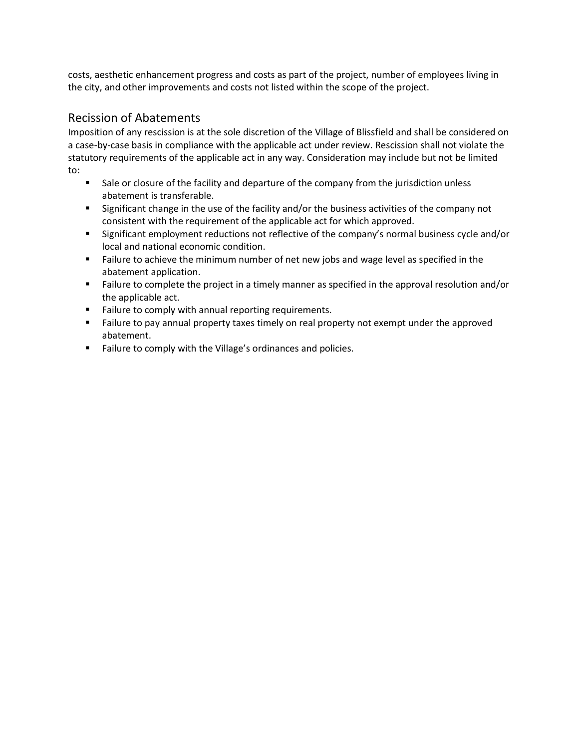costs, aesthetic enhancement progress and costs as part of the project, number of employees living in the city, and other improvements and costs not listed within the scope of the project.

## Recission of Abatements

Imposition of any rescission is at the sole discretion of the Village of Blissfield and shall be considered on a case-by-case basis in compliance with the applicable act under review. Rescission shall not violate the statutory requirements of the applicable act in any way. Consideration may include but not be limited to:

- Sale or closure of the facility and departure of the company from the jurisdiction unless abatement is transferable.
- Significant change in the use of the facility and/or the business activities of the company not consistent with the requirement of the applicable act for which approved.
- Significant employment reductions not reflective of the company's normal business cycle and/or local and national economic condition.
- Failure to achieve the minimum number of net new jobs and wage level as specified in the abatement application.
- Failure to complete the project in a timely manner as specified in the approval resolution and/or the applicable act.
- Failure to comply with annual reporting requirements.
- Failure to pay annual property taxes timely on real property not exempt under the approved abatement.
- Failure to comply with the Village's ordinances and policies.